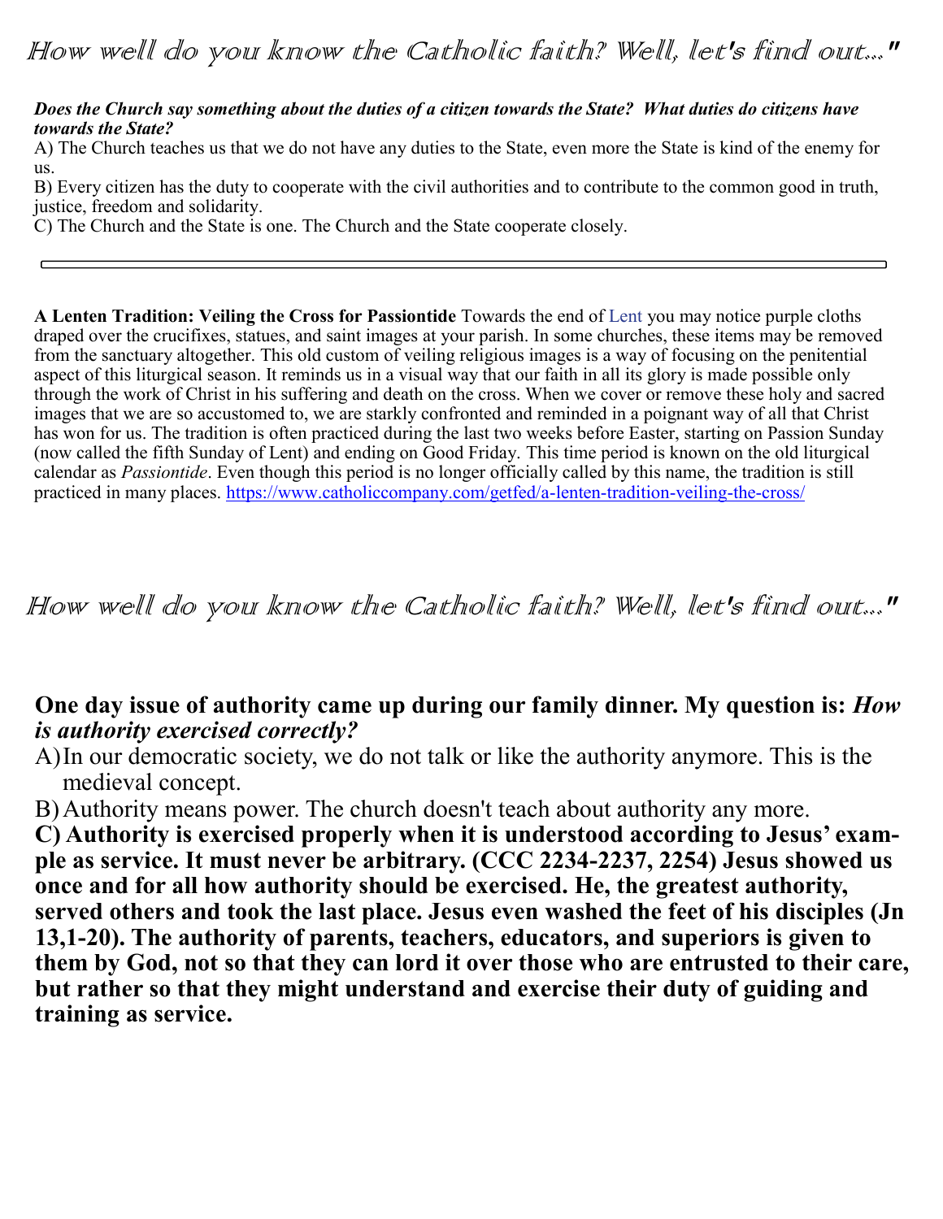# How well do you know the Catholic faith? Well, let's find out..."

***Does the Church say something about the duties of a citizen towards the State? What duties do citizens have towards the State?***

A) The Church teaches us that we do not have any duties to the State, even more the State is kind of the enemy for us.

B) Every citizen has the duty to cooperate with the civil authorities and to contribute to the common good in truth, justice, freedom and solidarity.

C) The Church and the State is one. The Church and the State cooperate closely.

---

**A Lenten Tradition: Veiling the Cross for Passiontide** Towards the end of Lent you may notice purple cloths draped over the crucifixes, statues, and saint images at your parish. In some churches, these items may be removed from the sanctuary altogether. This old custom of veiling religious images is a way of focusing on the penitential aspect of this liturgical season. It reminds us in a visual way that our faith in all its glory is made possible only through the work of Christ in his suffering and death on the cross. When we cover or remove these holy and sacred images that we are so accustomed to, we are starkly confronted and reminded in a poignant way of all that Christ has won for us. The tradition is often practiced during the last two weeks before Easter, starting on Passion Sunday (now called the fifth Sunday of Lent) and ending on Good Friday. This time period is known on the old liturgical calendar as *Passiontide*. Even though this period is no longer officially called by this name, the tradition is still practiced in many places. https://www.catholiccompany.com/getfed/a-lenten-tradition-veiling-the-cross/

# How well do you know the Catholic faith? Well, let's find out..."

## One day issue of authority came up during our family dinner. My question is: *How is authority exercised correctly?*

A) In our democratic society, we do not talk or like the authority anymore. This is the medieval concept.

B) Authority means power. The church doesn't teach about authority any more.

**C) Authority is exercised properly when it is understood according to Jesus' example as service. It must never be arbitrary. (CCC 2234-2237, 2254) Jesus showed us once and for all how authority should be exercised. He, the greatest authority, served others and took the last place. Jesus even washed the feet of his disciples (Jn 13,1-20). The authority of parents, teachers, educators, and superiors is given to them by God, not so that they can lord it over those who are entrusted to their care, but rather so that they might understand and exercise their duty of guiding and training as service.**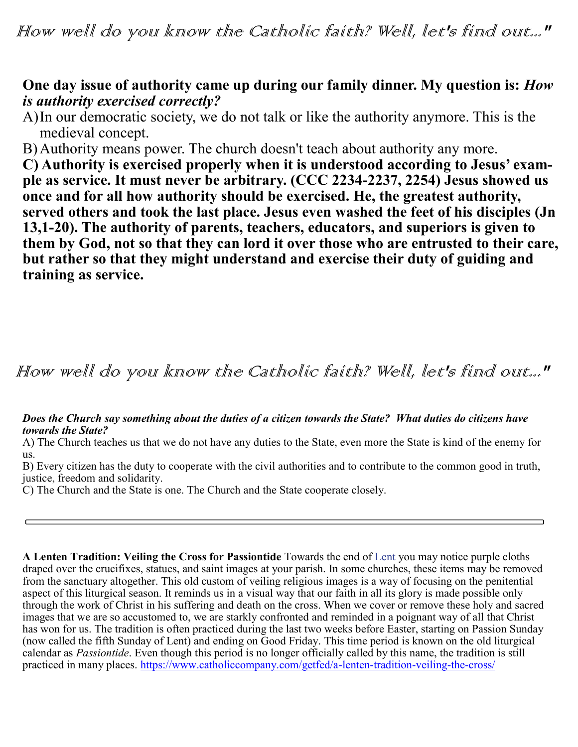*How well do you know the Catholic faith? Well, let's find out..."*

**One day issue of authority came up during our family dinner. My question is:** ***How is authority exercised correctly?***

A) In our democratic society, we do not talk or like the authority anymore. This is the medieval concept.

B) Authority means power. The church doesn't teach about authority any more.

**C) Authority is exercised properly when it is understood according to Jesus' example as service. It must never be arbitrary. (CCC 2234-2237, 2254) Jesus showed us once and for all how authority should be exercised. He, the greatest authority, served others and took the last place. Jesus even washed the feet of his disciples (Jn 13,1-20). The authority of parents, teachers, educators, and superiors is given to them by God, not so that they can lord it over those who are entrusted to their care, but rather so that they might understand and exercise their duty of guiding and training as service.**

*How well do you know the Catholic faith? Well, let's find out..."*

***Does the Church say something about the duties of a citizen towards the State? What duties do citizens have towards the State?***

A) The Church teaches us that we do not have any duties to the State, even more the State is kind of the enemy for us.

B) Every citizen has the duty to cooperate with the civil authorities and to contribute to the common good in truth, justice, freedom and solidarity.

C) The Church and the State is one. The Church and the State cooperate closely.

---

**A Lenten Tradition: Veiling the Cross for Passiontide** Towards the end of Lent you may notice purple cloths draped over the crucifixes, statues, and saint images at your parish. In some churches, these items may be removed from the sanctuary altogether. This old custom of veiling religious images is a way of focusing on the penitential aspect of this liturgical season. It reminds us in a visual way that our faith in all its glory is made possible only through the work of Christ in his suffering and death on the cross. When we cover or remove these holy and sacred images that we are so accustomed to, we are starkly confronted and reminded in a poignant way of all that Christ has won for us. The tradition is often practiced during the last two weeks before Easter, starting on Passion Sunday (now called the fifth Sunday of Lent) and ending on Good Friday. This time period is known on the old liturgical calendar as *Passiontide*. Even though this period is no longer officially called by this name, the tradition is still practiced in many places. https://www.catholiccompany.com/getfed/a-lenten-tradition-veiling-the-cross/